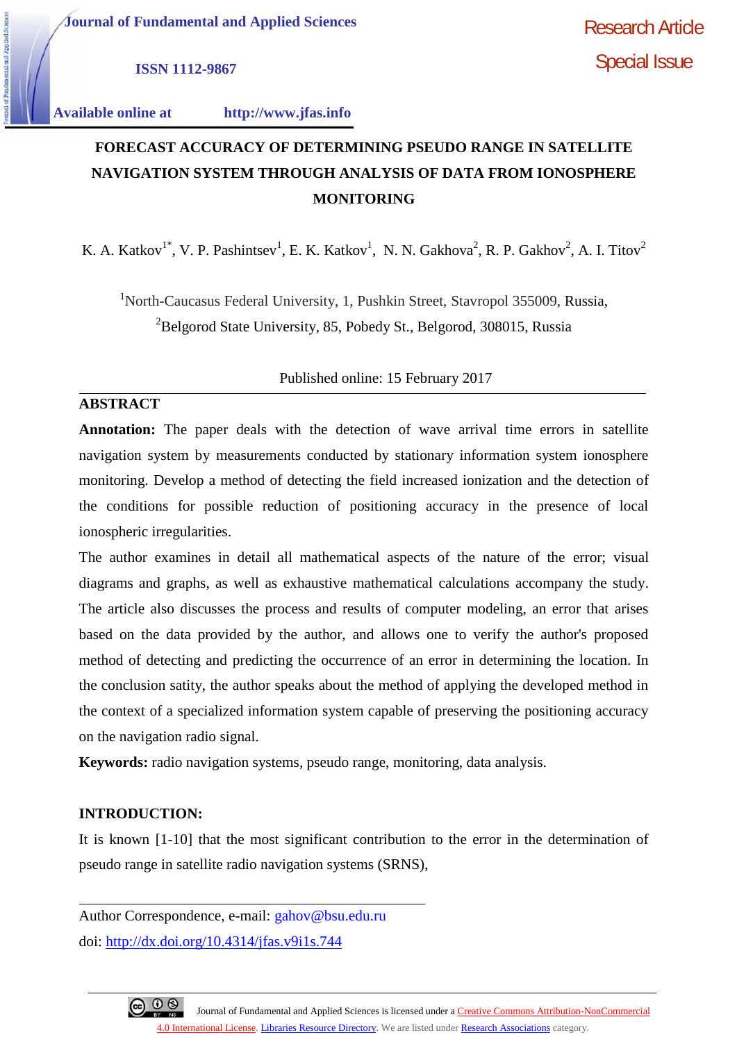Journal of Fundamental and Applied Sciences

ISSN 1112-9867

Available online at http://www.jfas.info

Research Article
Special Issue

# FORECAST ACCURACY OF DETERMINING PSEUDO RANGE IN SATELLITE NAVIGATION SYSTEM THROUGH ANALYSIS OF DATA FROM IONOSPHERE MONITORING

K. A. Katkov[1*], V. P. Pashintsev[1], E. K. Katkov[1], N. N. Gakhova[2], R. P. Gakhov[2], A. I. Titov[2]

[1]North-Caucasus Federal University, 1, Pushkin Street, Stavropol 355009, Russia,
[2]Belgorod State University, 85, Pobedy St., Belgorod, 308015, Russia

Published online: 15 February 2017

## ABSTRACT

**Annotation:** The paper deals with the detection of wave arrival time errors in satellite navigation system by measurements conducted by stationary information system ionosphere monitoring. Develop a method of detecting the field increased ionization and the detection of the conditions for possible reduction of positioning accuracy in the presence of local ionospheric irregularities.

The author examines in detail all mathematical aspects of the nature of the error; visual diagrams and graphs, as well as exhaustive mathematical calculations accompany the study. The article also discusses the process and results of computer modeling, an error that arises based on the data provided by the author, and allows one to verify the author's proposed method of detecting and predicting the occurrence of an error in determining the location. In the conclusion satity, the author speaks about the method of applying the developed method in the context of a specialized information system capable of preserving the positioning accuracy on the navigation radio signal.

**Keywords:** radio navigation systems, pseudo range, monitoring, data analysis.

## INTRODUCTION:

It is known [1-10] that the most significant contribution to the error in the determination of pseudo range in satellite radio navigation systems (SRNS),

---

Author Correspondence, e-mail: gahov@bsu.edu.ru

doi: http://dx.doi.org/10.4314/jfas.v9i1s.744

Journal of Fundamental and Applied Sciences is licensed under a Creative Commons Attribution-NonCommercial 4.0 International License. Libraries Resource Directory. We are listed under Research Associations category.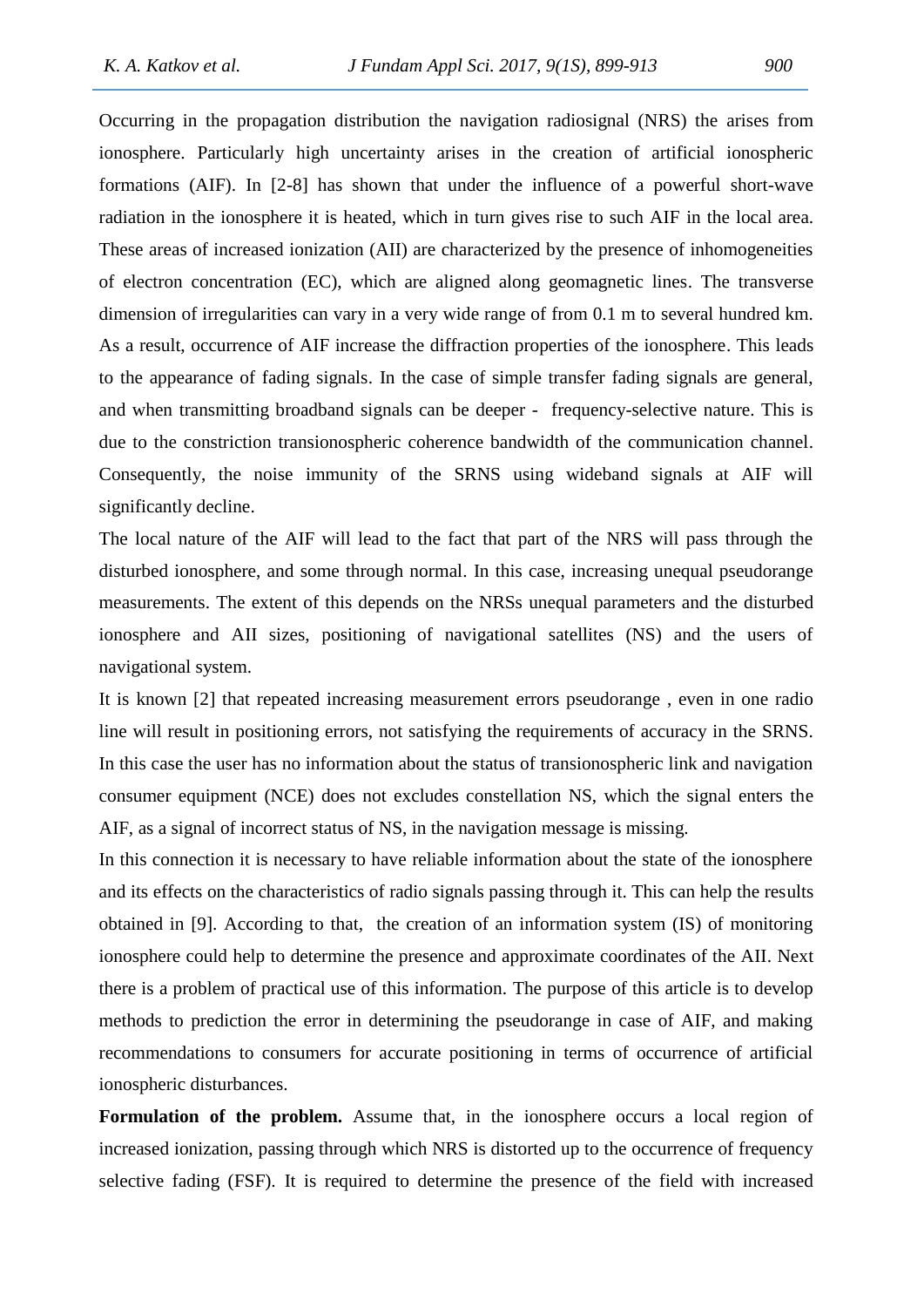Occurring in the propagation distribution the navigation radiosignal (NRS) the arises from ionosphere. Particularly high uncertainty arises in the creation of artificial ionospheric formations (AIF). In [2-8] has shown that under the influence of a powerful short-wave radiation in the ionosphere it is heated, which in turn gives rise to such AIF in the local area. These areas of increased ionization (AII) are characterized by the presence of inhomogeneities of electron concentration (EC), which are aligned along geomagnetic lines. The transverse dimension of irregularities can vary in a very wide range of from 0.1 m to several hundred km. As a result, occurrence of AIF increase the diffraction properties of the ionosphere. This leads to the appearance of fading signals. In the case of simple transfer fading signals are general, and when transmitting broadband signals can be deeper - frequency-selective nature. This is due to the constriction transionospheric coherence bandwidth of the communication channel. Consequently, the noise immunity of the SRNS using wideband signals at AIF will significantly decline.

The local nature of the AIF will lead to the fact that part of the NRS will pass through the disturbed ionosphere, and some through normal. In this case, increasing unequal pseudorange measurements. The extent of this depends on the NRSs unequal parameters and the disturbed ionosphere and AII sizes, positioning of navigational satellites (NS) and the users of navigational system.

It is known [2] that repeated increasing measurement errors pseudorange , even in one radio line will result in positioning errors, not satisfying the requirements of accuracy in the SRNS. In this case the user has no information about the status of transionospheric link and navigation consumer equipment (NCE) does not excludes constellation NS, which the signal enters the AIF, as a signal of incorrect status of NS, in the navigation message is missing.

In this connection it is necessary to have reliable information about the state of the ionosphere and its effects on the characteristics of radio signals passing through it. This can help the results obtained in [9]. According to that, the creation of an information system (IS) of monitoring ionosphere could help to determine the presence and approximate coordinates of the AII. Next there is a problem of practical use of this information. The purpose of this article is to develop methods to prediction the error in determining the pseudorange in case of AIF, and making recommendations to consumers for accurate positioning in terms of occurrence of artificial ionospheric disturbances.

**Formulation of the problem.** Assume that, in the ionosphere occurs a local region of increased ionization, passing through which NRS is distorted up to the occurrence of frequency selective fading (FSF). It is required to determine the presence of the field with increased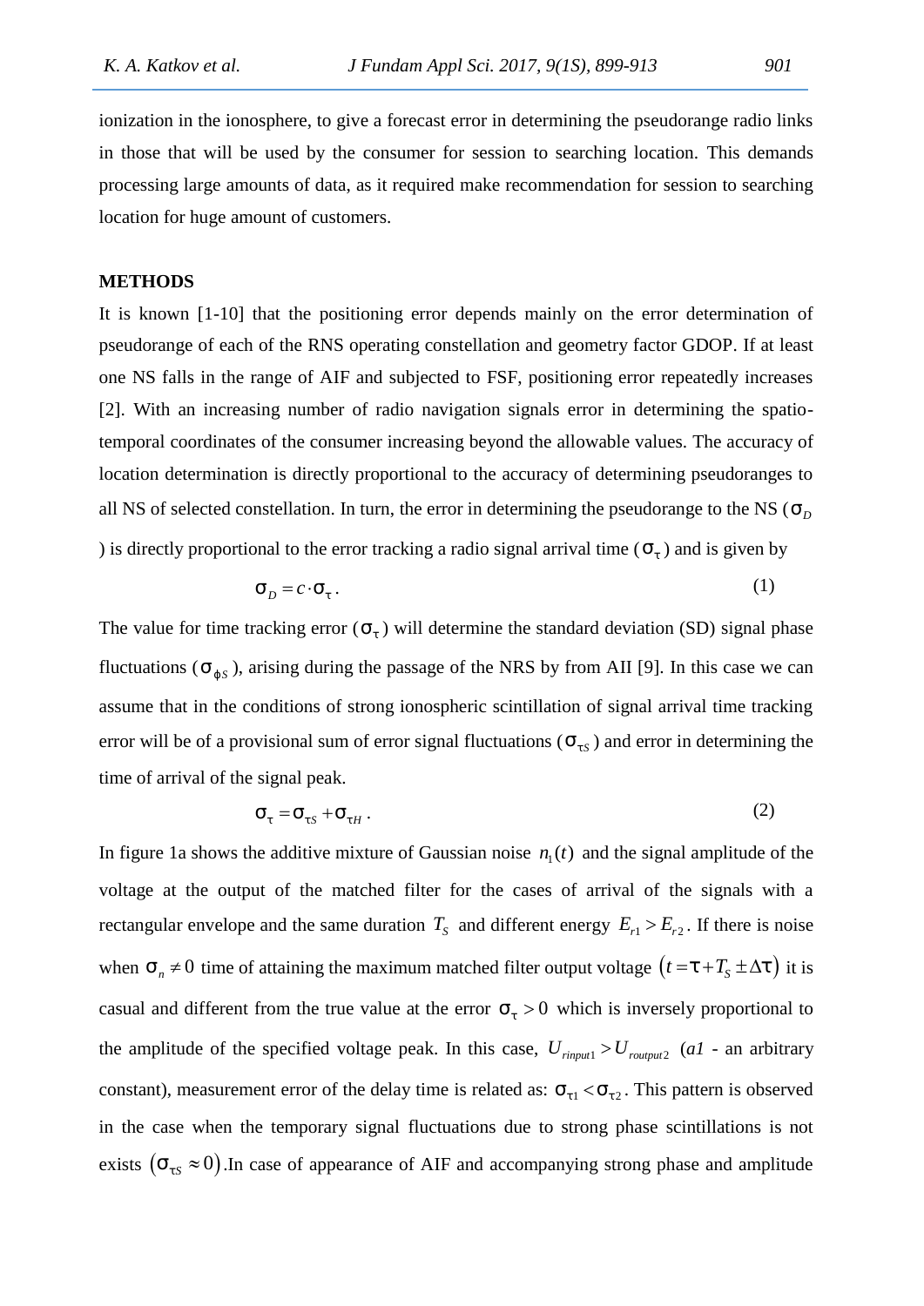ionization in the ionosphere, to give a forecast error in determining the pseudorange radio links in those that will be used by the consumer for session to searching location. This demands processing large amounts of data, as it required make recommendation for session to searching location for huge amount of customers.

**METHODS**

It is known [1-10] that the positioning error depends mainly on the error determination of pseudorange of each of the RNS operating constellation and geometry factor GDOP. If at least one NS falls in the range of AIF and subjected to FSF, positioning error repeatedly increases [2]. With an increasing number of radio navigation signals error in determining the spatio-temporal coordinates of the consumer increasing beyond the allowable values. The accuracy of location determination is directly proportional to the accuracy of determining pseudoranges to all NS of selected constellation. In turn, the error in determining the pseudorange to the NS ($\sigma_D$) is directly proportional to the error tracking a radio signal arrival time ($\sigma_\tau$) and is given by

$$\sigma_D = c \cdot \sigma_\tau . \tag{1}$$

The value for time tracking error ($\sigma_\tau$) will determine the standard deviation (SD) signal phase fluctuations ($\sigma_{\varphi S}$), arising during the passage of the NRS by from AII [9]. In this case we can assume that in the conditions of strong ionospheric scintillation of signal arrival time tracking error will be of a provisional sum of error signal fluctuations ($\sigma_{\tau S}$) and error in determining the time of arrival of the signal peak.

$$\sigma_\tau = \sigma_{\tau S} + \sigma_{\tau H} . \tag{2}$$

In figure 1a shows the additive mixture of Gaussian noise $n_1(t)$ and the signal amplitude of the voltage at the output of the matched filter for the cases of arrival of the signals with a rectangular envelope and the same duration $T_S$ and different energy $E_{r1} > E_{r2}$. If there is noise when $\sigma_n \neq 0$ time of attaining the maximum matched filter output voltage $\left(t = \tau + T_S \pm \Delta\tau\right)$ it is casual and different from the true value at the error $\sigma_\tau > 0$ which is inversely proportional to the amplitude of the specified voltage peak. In this case, $U_{rinput1} > U_{routput2}$ (*a1* - an arbitrary constant), measurement error of the delay time is related as: $\sigma_{\tau 1} < \sigma_{\tau 2}$. This pattern is observed in the case when the temporary signal fluctuations due to strong phase scintillations is not exists $\left(\sigma_{\tau S} \approx 0\right)$.In case of appearance of AIF and accompanying strong phase and amplitude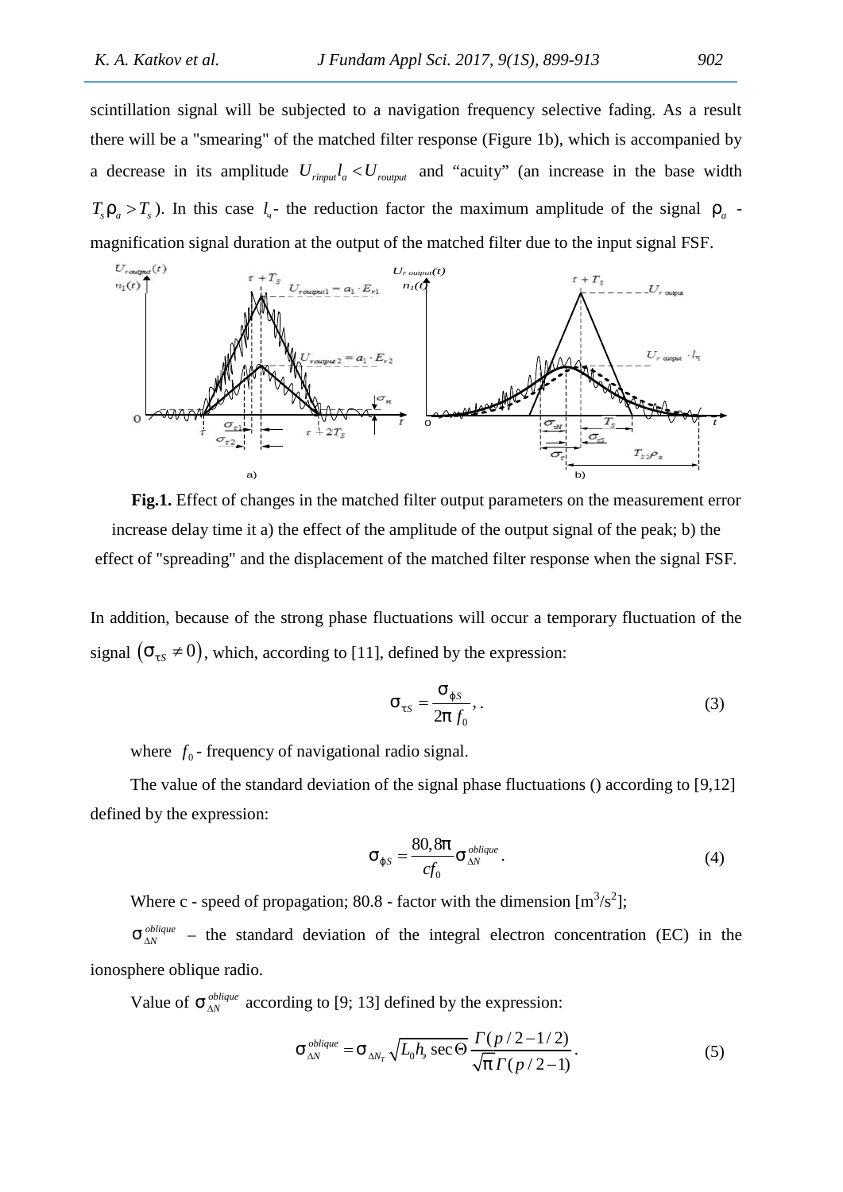scintillation signal will be subjected to a navigation frequency selective fading. As a result there will be a "smearing" of the matched filter response (Figure 1b), which is accompanied by a decrease in its amplitude $U_{rinput} l_a < U_{routput}$ and "acuity" (an increase in the base width $T_s \rho_a > T_s$ ). In this case $l_ч$ - the reduction factor the maximum amplitude of the signal $\rho_a$ - magnification signal duration at the output of the matched filter due to the input signal FSF.

**Fig.1.** Effect of changes in the matched filter output parameters on the measurement error increase delay time it a) the effect of the amplitude of the output signal of the peak; b) the effect of "spreading" and the displacement of the matched filter response when the signal FSF.

In addition, because of the strong phase fluctuations will occur a temporary fluctuation of the signal $(\sigma_{\tau S} \neq 0)$, which, according to [11], defined by the expression:

$$\sigma_{\tau S} = \frac{\sigma_{\varphi S}}{2\pi f_0}, . \tag{3}$$

where $f_0$ - frequency of navigational radio signal.

The value of the standard deviation of the signal phase fluctuations () according to [9,12] defined by the expression:

$$\sigma_{\varphi S} = \frac{80,8\pi}{cf_0} \sigma_{\Delta N}^{oblique} . \tag{4}$$

Where c - speed of propagation; 80.8 - factor with the dimension [$m^3/s^2$];

$\sigma_{\Delta N}^{oblique}$ – the standard deviation of the integral electron concentration (EC) in the ionosphere oblique radio.

Value of $\sigma_{\Delta N}^{oblique}$ according to [9; 13] defined by the expression:

$$\sigma_{\Delta N}^{oblique} = \sigma_{\Delta N_T} \sqrt{L_0 h_э \sec\Theta} \frac{\Gamma(p/2 - 1/2)}{\sqrt{\pi}\,\Gamma(p/2 - 1)} . \tag{5}$$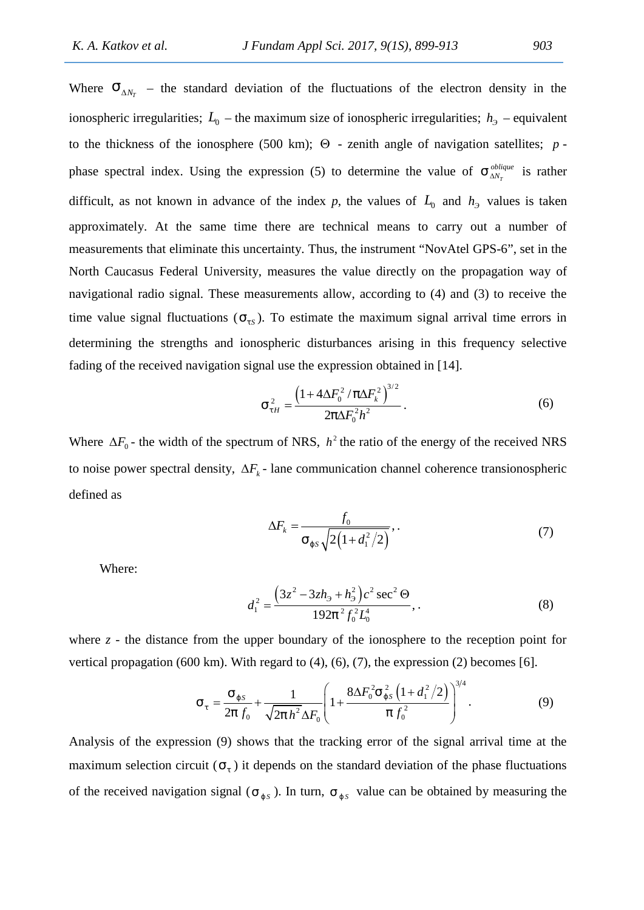Where $\sigma_{\Delta N_T}$ – the standard deviation of the fluctuations of the electron density in the ionospheric irregularities; $L_0$ – the maximum size of ionospheric irregularities; $h_Э$ – equivalent to the thickness of the ionosphere (500 km); $\Theta$ - zenith angle of navigation satellites; $p$ - phase spectral index. Using the expression (5) to determine the value of $\sigma_{\Delta N_T}^{oblique}$ is rather difficult, as not known in advance of the index $p$, the values of $L_0$ and $h_Э$ values is taken approximately. At the same time there are technical means to carry out a number of measurements that eliminate this uncertainty. Thus, the instrument "NovAtel GPS-6", set in the North Caucasus Federal University, measures the value directly on the propagation way of navigational radio signal. These measurements allow, according to (4) and (3) to receive the time value signal fluctuations ($\sigma_{\tau S}$). To estimate the maximum signal arrival time errors in determining the strengths and ionospheric disturbances arising in this frequency selective fading of the received navigation signal use the expression obtained in [14].

$$\sigma_{\tau H}^2 = \frac{\left(1 + 4\Delta F_0^2 / \pi \Delta F_k^2\right)^{3/2}}{2\pi \Delta F_0^2 h^2}. \tag{6}$$

Where $\Delta F_0$ - the width of the spectrum of NRS, $h^2$ the ratio of the energy of the received NRS to noise power spectral density, $\Delta F_k$ - lane communication channel coherence transionospheric defined as

$$\Delta F_k = \frac{f_0}{\sigma_{\varphi S}\sqrt{2\left(1 + d_1^2/2\right)}},. \tag{7}$$

Where:

$$d_1^2 = \frac{\left(3z^2 - 3zh_Э + h_Э^2\right)c^2 \sec^2 \Theta}{192\pi^2 f_0^2 L_0^4},. \tag{8}$$

where $z$ - the distance from the upper boundary of the ionosphere to the reception point for vertical propagation (600 km). With regard to (4), (6), (7), the expression (2) becomes [6].

$$\sigma_\tau = \frac{\sigma_{\varphi S}}{2\pi f_0} + \frac{1}{\sqrt{2\pi h^2}\Delta F_0}\left(1 + \frac{8\Delta F_0^2 \sigma_{\varphi S}^2\left(1 + d_1^2/2\right)}{\pi f_0^2}\right)^{3/4}. \tag{9}$$

Analysis of the expression (9) shows that the tracking error of the signal arrival time at the maximum selection circuit ($\sigma_\tau$) it depends on the standard deviation of the phase fluctuations of the received navigation signal ($\sigma_{\varphi S}$). In turn, $\sigma_{\varphi S}$ value can be obtained by measuring the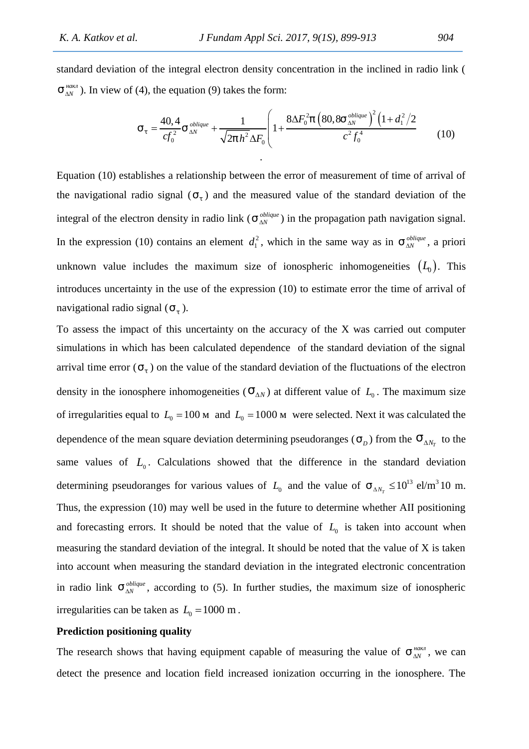standard deviation of the integral electron density concentration in the inclined in radio link ( $\sigma_{\Delta N}^{накл}$ ). In view of (4), the equation (9) takes the form:

$$\sigma_\tau = \frac{40,4}{cf_0^2}\sigma_{\Delta N}^{oblique} + \frac{1}{\sqrt{2\pi h^2}\Delta F_0}\left(1 + \frac{8\Delta F_0^2 \pi \left(80,8\sigma_{\Delta N}^{oblique}\right)^2 \left(1 + d_1^2/2\right.}{c^2 f_0^4}\right. \tag{10}$$

.

Equation (10) establishes a relationship between the error of measurement of time of arrival of the navigational radio signal ($\sigma_\tau$) and the measured value of the standard deviation of the integral of the electron density in radio link ($\sigma_{\Delta N}^{oblique}$) in the propagation path navigation signal. In the expression (10) contains an element $d_1^2$, which in the same way as in $\sigma_{\Delta N}^{oblique}$, a priori unknown value includes the maximum size of ionospheric inhomogeneities $(L_0)$. This introduces uncertainty in the use of the expression (10) to estimate error the time of arrival of navigational radio signal ($\sigma_\tau$).

To assess the impact of this uncertainty on the accuracy of the X was carried out computer simulations in which has been calculated dependence of the standard deviation of the signal arrival time error ($\sigma_\tau$) on the value of the standard deviation of the fluctuations of the electron density in the ionosphere inhomogeneities ($\sigma_{\Delta N}$) at different value of $L_0$. The maximum size of irregularities equal to $L_0 = 100$ м and $L_0 = 1000$ м were selected. Next it was calculated the dependence of the mean square deviation determining pseudoranges ($\sigma_D$) from the $\sigma_{\Delta N_T}$ to the same values of $L_0$. Calculations showed that the difference in the standard deviation determining pseudoranges for various values of $L_0$ and the value of $\sigma_{\Delta N_T} \leq 10^{13}$ el/m$^3$ 10 m. Thus, the expression (10) may well be used in the future to determine whether AII positioning and forecasting errors. It should be noted that the value of $L_0$ is taken into account when measuring the standard deviation of the integral. It should be noted that the value of X is taken into account when measuring the standard deviation in the integrated electronic concentration in radio link $\sigma_{\Delta N}^{oblique}$, according to (5). In further studies, the maximum size of ionospheric irregularities can be taken as $L_0 = 1000$ m .

**Prediction positioning quality**

The research shows that having equipment capable of measuring the value of $\sigma_{\Delta N}^{накл}$, we can detect the presence and location field increased ionization occurring in the ionosphere. The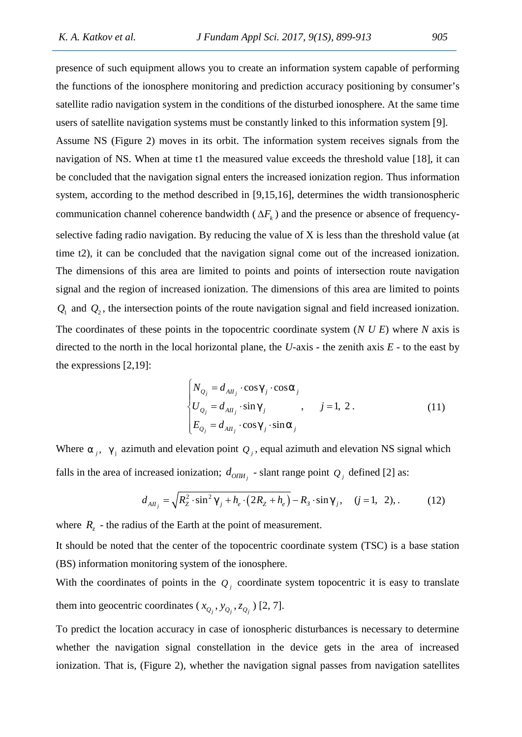presence of such equipment allows you to create an information system capable of performing the functions of the ionosphere monitoring and prediction accuracy positioning by consumer's satellite radio navigation system in the conditions of the disturbed ionosphere. At the same time users of satellite navigation systems must be constantly linked to this information system [9].

Assume NS (Figure 2) moves in its orbit. The information system receives signals from the navigation of NS. When at time t1 the measured value exceeds the threshold value [18], it can be concluded that the navigation signal enters the increased ionization region. Thus information system, according to the method described in [9,15,16], determines the width transionospheric communication channel coherence bandwidth ( $\Delta F_k$ ) and the presence or absence of frequency-selective fading radio navigation. By reducing the value of X is less than the threshold value (at time t2), it can be concluded that the navigation signal come out of the increased ionization. The dimensions of this area are limited to points and points of intersection route navigation signal and the region of increased ionization. The dimensions of this area are limited to points $Q_1$ and $Q_2$, the intersection points of the route navigation signal and field increased ionization. The coordinates of these points in the topocentric coordinate system (*N U E*) where *N* axis is directed to the north in the local horizontal plane, the *U*-axis - the zenith axis *E* - to the east by the expressions [2,19]:

$$\begin{cases} N_{Q_j} = d_{AП_j} \cdot \cos\gamma_j \cdot \cos\alpha_j \\ U_{Q_j} = d_{AП_j} \cdot \sin\gamma_j \\ E_{Q_j} = d_{AП_j} \cdot \cos\gamma_j \cdot \sin\alpha_j \end{cases}, \quad j = 1,\ 2\,. \tag{11}$$

Where $\alpha_j$, $\gamma_j$ azimuth and elevation point $Q_j$, equal azimuth and elevation NS signal which falls in the area of increased ionization; $d_{OПИ_j}$ - slant range point $Q_j$ defined [2] as:

$$d_{AП_j} = \sqrt{R_Z^2 \cdot \sin^2\gamma_j + h_e \cdot (2R_Z + h_e)} - R_З \cdot \sin\gamma_j, \quad (j = 1,\ 2),. \tag{12}$$

where $R_z$ - the radius of the Earth at the point of measurement.

It should be noted that the center of the topocentric coordinate system (TSC) is a base station (BS) information monitoring system of the ionosphere.

With the coordinates of points in the $Q_j$ coordinate system topocentric it is easy to translate them into geocentric coordinates ( $x_{Q_j}, y_{Q_j}, z_{Q_j}$ ) [2, 7].

To predict the location accuracy in case of ionospheric disturbances is necessary to determine whether the navigation signal constellation in the device gets in the area of increased ionization. That is, (Figure 2), whether the navigation signal passes from navigation satellites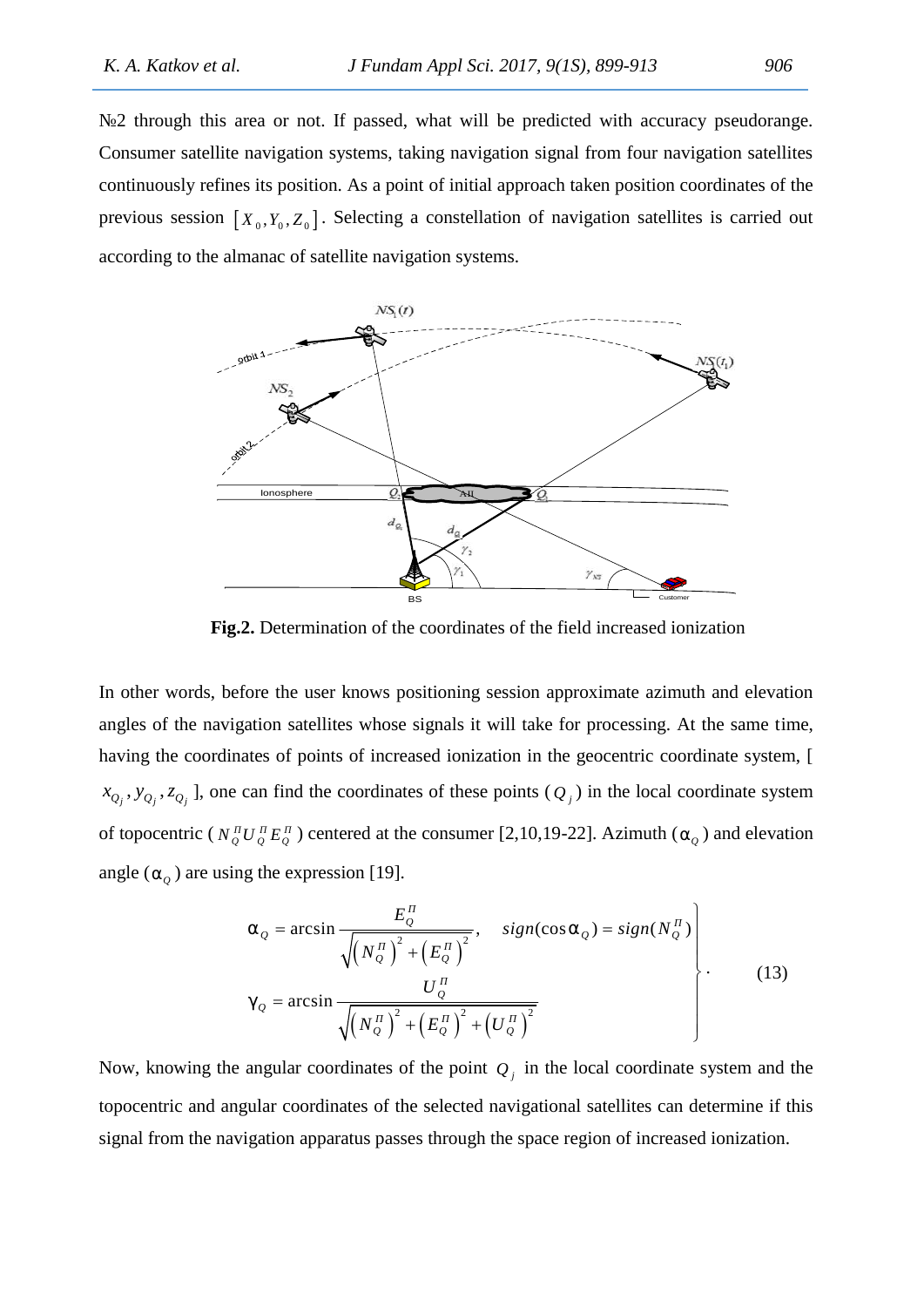№2 through this area or not. If passed, what will be predicted with accuracy pseudorange. Consumer satellite navigation systems, taking navigation signal from four navigation satellites continuously refines its position. As a point of initial approach taken position coordinates of the previous session $[X_0, Y_0, Z_0]$. Selecting a constellation of navigation satellites is carried out according to the almanac of satellite navigation systems.

**Fig.2.** Determination of the coordinates of the field increased ionization

In other words, before the user knows positioning session approximate azimuth and elevation angles of the navigation satellites whose signals it will take for processing. At the same time, having the coordinates of points of increased ionization in the geocentric coordinate system, [ $x_{Q_j}, y_{Q_j}, z_{Q_j}$ ], one can find the coordinates of these points ($Q_j$) in the local coordinate system of topocentric ($N_Q^\Pi U_Q^\Pi E_Q^\Pi$) centered at the consumer [2,10,19-22]. Azimuth ($\alpha_Q$) and elevation angle ($\alpha_Q$) are using the expression [19].

$$\left.\begin{aligned} \alpha_Q &= \arcsin \frac{E_Q^\Pi}{\sqrt{\left(N_Q^\Pi\right)^2 + \left(E_Q^\Pi\right)^2}}, \quad sign(\cos\alpha_Q) = sign(N_Q^\Pi) \\ \gamma_Q &= \arcsin \frac{U_Q^\Pi}{\sqrt{\left(N_Q^\Pi\right)^2 + \left(E_Q^\Pi\right)^2 + \left(U_Q^\Pi\right)^2}} \end{aligned}\right\}. \tag{13}$$

Now, knowing the angular coordinates of the point $Q_j$ in the local coordinate system and the topocentric and angular coordinates of the selected navigational satellites can determine if this signal from the navigation apparatus passes through the space region of increased ionization.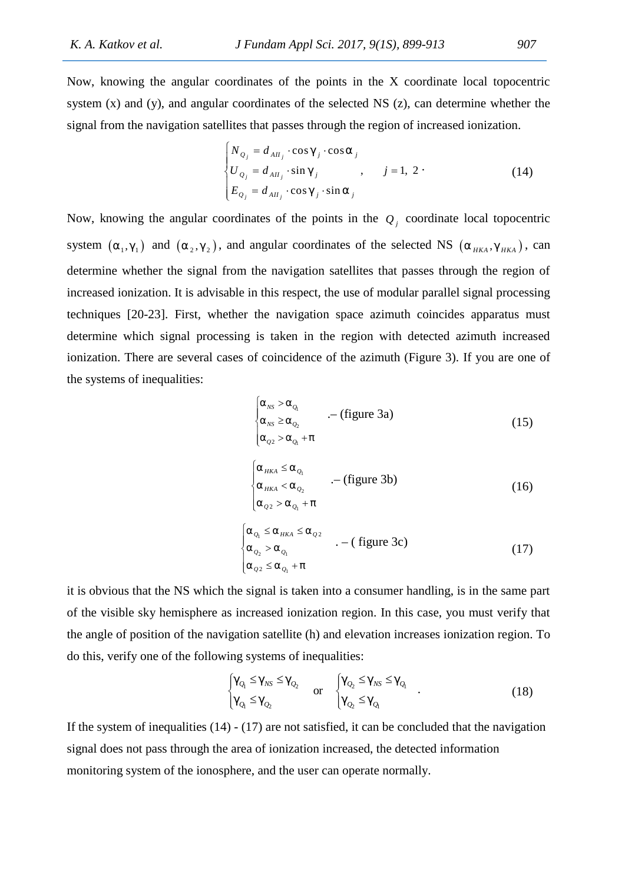Now, knowing the angular coordinates of the points in the X coordinate local topocentric system (x) and (y), and angular coordinates of the selected NS (z), can determine whether the signal from the navigation satellites that passes through the region of increased ionization.

$$
\begin{cases}
N_{Q_j} = d_{AII_j} \cdot \cos\gamma_j \cdot \cos\alpha_j \\
U_{Q_j} = d_{AII_j} \cdot \sin\gamma_j \\
E_{Q_j} = d_{AII_j} \cdot \cos\gamma_j \cdot \sin\alpha_j
\end{cases}, \quad j = 1,\ 2 \cdot \tag{14}
$$

Now, knowing the angular coordinates of the points in the $Q_j$ coordinate local topocentric system $(\alpha_1, \gamma_1)$ and $(\alpha_2, \gamma_2)$, and angular coordinates of the selected NS $(\alpha_{HKA}, \gamma_{HKA})$, can determine whether the signal from the navigation satellites that passes through the region of increased ionization. It is advisable in this respect, the use of modular parallel signal processing techniques [20-23]. First, whether the navigation space azimuth coincides apparatus must determine which signal processing is taken in the region with detected azimuth increased ionization. There are several cases of coincidence of the azimuth (Figure 3). If you are one of the systems of inequalities:

$$
\begin{cases}
\alpha_{NS} > \alpha_{Q_1} \\
\alpha_{NS} \geq \alpha_{Q_2} \\
\alpha_{Q2} > \alpha_{Q_1} + \pi
\end{cases} .\text{– (figure 3a)} \tag{15}
$$

$$
\begin{cases}
\alpha_{HKA} \leq \alpha_{Q_1} \\
\alpha_{HKA} < \alpha_{Q_2} \\
\alpha_{Q2} > \alpha_{Q_1} + \pi
\end{cases} .\text{– (figure 3b)} \tag{16}
$$

$$
\begin{cases}
\alpha_{Q_1} \leq \alpha_{HKA} \leq \alpha_{Q2} \\
\alpha_{Q_2} > \alpha_{Q_1} \\
\alpha_{Q2} \leq \alpha_{Q_1} + \pi
\end{cases} .\text{– ( figure 3c)} \tag{17}
$$

it is obvious that the NS which the signal is taken into a consumer handling, is in the same part of the visible sky hemisphere as increased ionization region. In this case, you must verify that the angle of position of the navigation satellite (h) and elevation increases ionization region. To do this, verify one of the following systems of inequalities:

$$
\begin{cases}
\gamma_{Q_1} \leq \gamma_{NS} \leq \gamma_{Q_2} \\
\gamma_{Q_1} \leq \gamma_{Q_2}
\end{cases} \quad \text{or} \quad
\begin{cases}
\gamma_{Q_2} \leq \gamma_{NS} \leq \gamma_{Q_1} \\
\gamma_{Q_2} \leq \gamma_{Q_1}
\end{cases} . \tag{18}
$$

If the system of inequalities (14) - (17) are not satisfied, it can be concluded that the navigation signal does not pass through the area of ionization increased, the detected information monitoring system of the ionosphere, and the user can operate normally.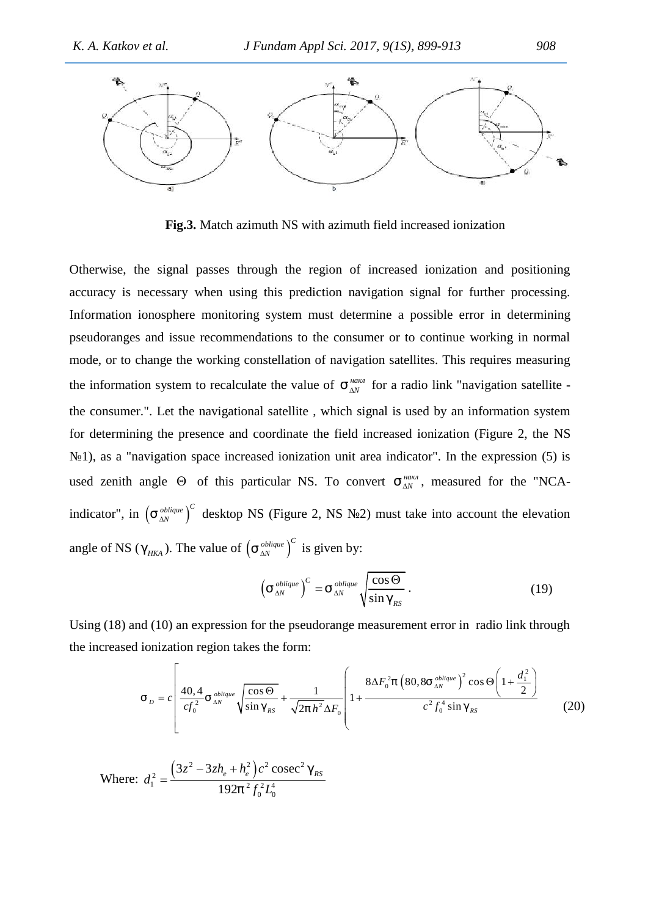**Fig.3.** Match azimuth NS with azimuth field increased ionization

Otherwise, the signal passes through the region of increased ionization and positioning accuracy is necessary when using this prediction navigation signal for further processing. Information ionosphere monitoring system must determine a possible error in determining pseudoranges and issue recommendations to the consumer or to continue working in normal mode, or to change the working constellation of navigation satellites. This requires measuring the information system to recalculate the value of $\sigma_{\Delta N}^{накл}$ for a radio link "navigation satellite - the consumer.". Let the navigational satellite , which signal is used by an information system for determining the presence and coordinate the field increased ionization (Figure 2, the NS №1), as a "navigation space increased ionization unit area indicator". In the expression (5) is used zenith angle $\Theta$ of this particular NS. To convert $\sigma_{\Delta N}^{накл}$, measured for the "NCA-indicator", in $\left(\sigma_{\Delta N}^{oblique}\right)^{C}$ desktop NS (Figure 2, NS №2) must take into account the elevation angle of NS ($\gamma_{HKA}$). The value of $\left(\sigma_{\Delta N}^{oblique}\right)^{C}$ is given by:

$$\left(\sigma_{\Delta N}^{oblique}\right)^{C} = \sigma_{\Delta N}^{oblique}\sqrt{\frac{\cos\Theta}{\sin\gamma_{RS}}}\,. \tag{19}$$

Using (18) and (10) an expression for the pseudorange measurement error in radio link through the increased ionization region takes the form:

$$\sigma_{D} = c\left[\frac{40,4}{cf_0^2}\sigma_{\Delta N}^{oblique}\sqrt{\frac{\cos\Theta}{\sin\gamma_{RS}}} + \frac{1}{\sqrt{2\pi h^2}\,\Delta F_0}\left(1+\frac{8\Delta F_0^2\pi\left(80,8\sigma_{\Delta N}^{oblique}\right)^2\cos\Theta\left(1+\frac{d_1^2}{2}\right)}{c^2 f_0^4\sin\gamma_{RS}}\right.\right. \tag{20}$$

Where: $d_1^2 = \dfrac{\left(3z^2 - 3zh_e + h_e^2\right)c^2\,\mathrm{cosec}^2\,\gamma_{RS}}{192\pi^2 f_0^2 L_0^4}$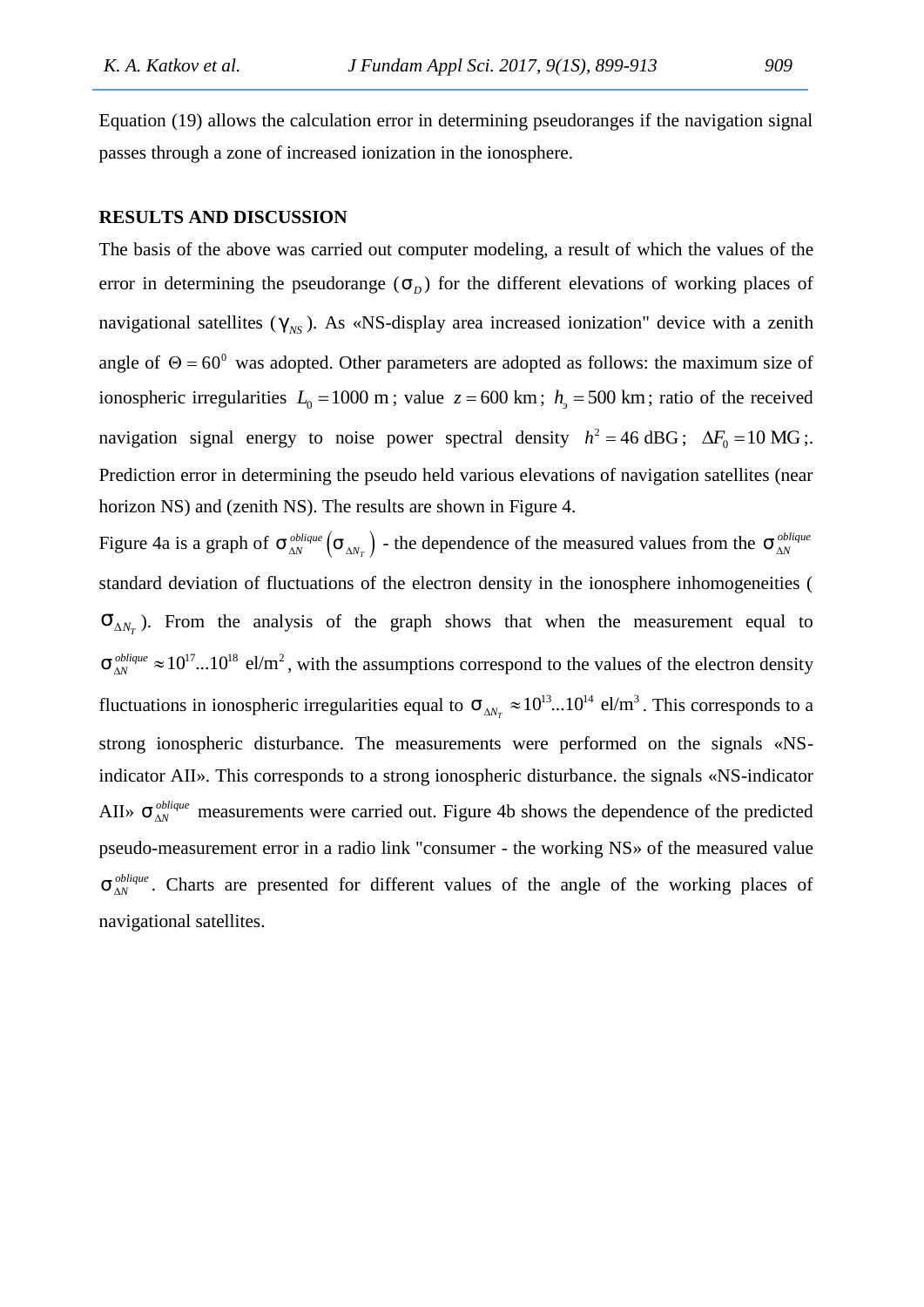Equation (19) allows the calculation error in determining pseudoranges if the navigation signal passes through a zone of increased ionization in the ionosphere.

## RESULTS AND DISCUSSION

The basis of the above was carried out computer modeling, a result of which the values of the error in determining the pseudorange ($\sigma_D$) for the different elevations of working places of navigational satellites ($\gamma_{NS}$). As «NS-display area increased ionization" device with a zenith angle of $\Theta = 60^0$ was adopted. Other parameters are adopted as follows: the maximum size of ionospheric irregularities $L_0 = 1000$ m; value $z = 600$ km; $h_э = 500$ km; ratio of the received navigation signal energy to noise power spectral density $h^2 = 46$ dBG; $\Delta F_0 = 10$ MG;. Prediction error in determining the pseudo held various elevations of navigation satellites (near horizon NS) and (zenith NS). The results are shown in Figure 4.

Figure 4a is a graph of $\sigma_{\Delta N}^{oblique}\left(\sigma_{\Delta N_T}\right)$ - the dependence of the measured values from the $\sigma_{\Delta N}^{oblique}$ standard deviation of fluctuations of the electron density in the ionosphere inhomogeneities ($\sigma_{\Delta N_T}$). From the analysis of the graph shows that when the measurement equal to $\sigma_{\Delta N}^{oblique} \approx 10^{17}...10^{18}$ el/m$^2$, with the assumptions correspond to the values of the electron density fluctuations in ionospheric irregularities equal to $\sigma_{\Delta N_T} \approx 10^{13}...10^{14}$ el/m$^3$. This corresponds to a strong ionospheric disturbance. The measurements were performed on the signals «NS-indicator AII». This corresponds to a strong ionospheric disturbance. the signals «NS-indicator AII» $\sigma_{\Delta N}^{oblique}$ measurements were carried out. Figure 4b shows the dependence of the predicted pseudo-measurement error in a radio link "consumer - the working NS» of the measured value $\sigma_{\Delta N}^{oblique}$. Charts are presented for different values of the angle of the working places of navigational satellites.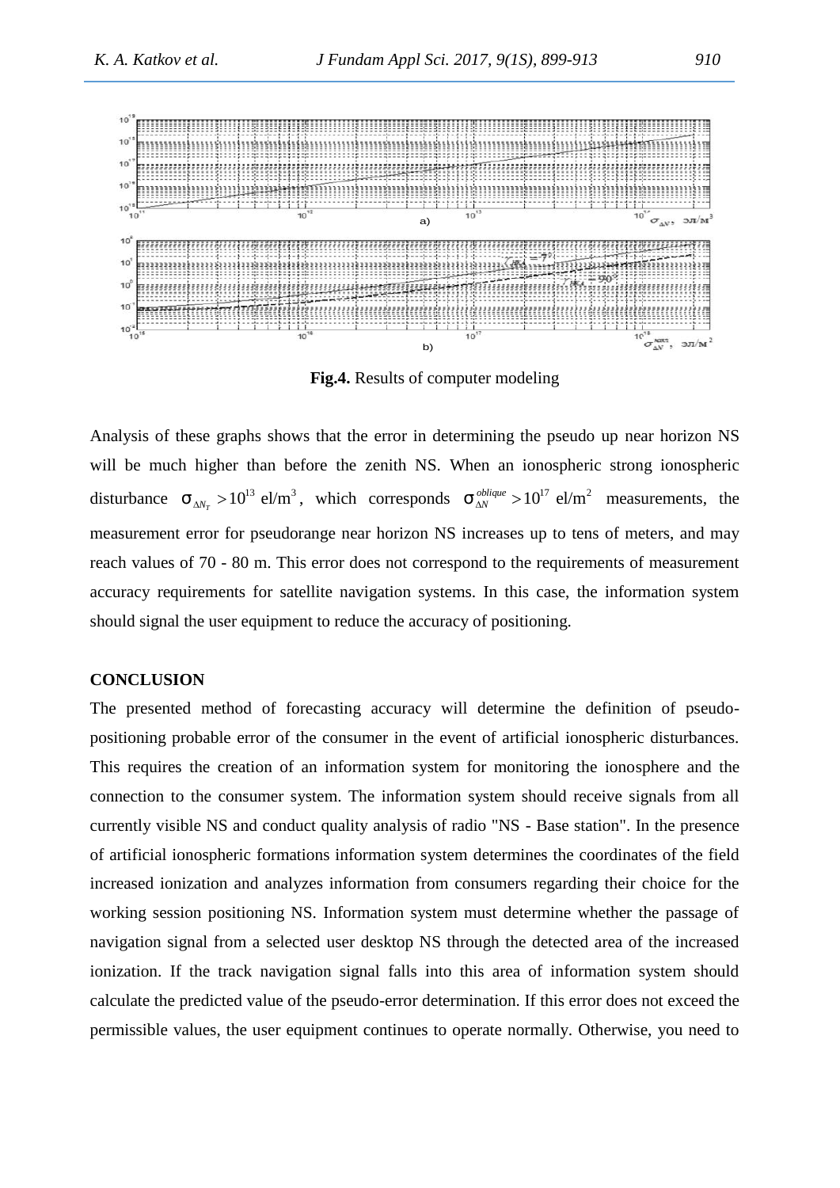**Fig.4.** Results of computer modeling

Analysis of these graphs shows that the error in determining the pseudo up near horizon NS will be much higher than before the zenith NS. When an ionospheric strong ionospheric disturbance $\sigma_{\Delta N_T} > 10^{13}$ el/m$^3$, which corresponds $\sigma_{\Delta N}^{oblique} > 10^{17}$ el/m$^2$ measurements, the measurement error for pseudorange near horizon NS increases up to tens of meters, and may reach values of 70 - 80 m. This error does not correspond to the requirements of measurement accuracy requirements for satellite navigation systems. In this case, the information system should signal the user equipment to reduce the accuracy of positioning.

## CONCLUSION

The presented method of forecasting accuracy will determine the definition of pseudo-positioning probable error of the consumer in the event of artificial ionospheric disturbances. This requires the creation of an information system for monitoring the ionosphere and the connection to the consumer system. The information system should receive signals from all currently visible NS and conduct quality analysis of radio "NS - Base station". In the presence of artificial ionospheric formations information system determines the coordinates of the field increased ionization and analyzes information from consumers regarding their choice for the working session positioning NS. Information system must determine whether the passage of navigation signal from a selected user desktop NS through the detected area of the increased ionization. If the track navigation signal falls into this area of information system should calculate the predicted value of the pseudo-error determination. If this error does not exceed the permissible values, the user equipment continues to operate normally. Otherwise, you need to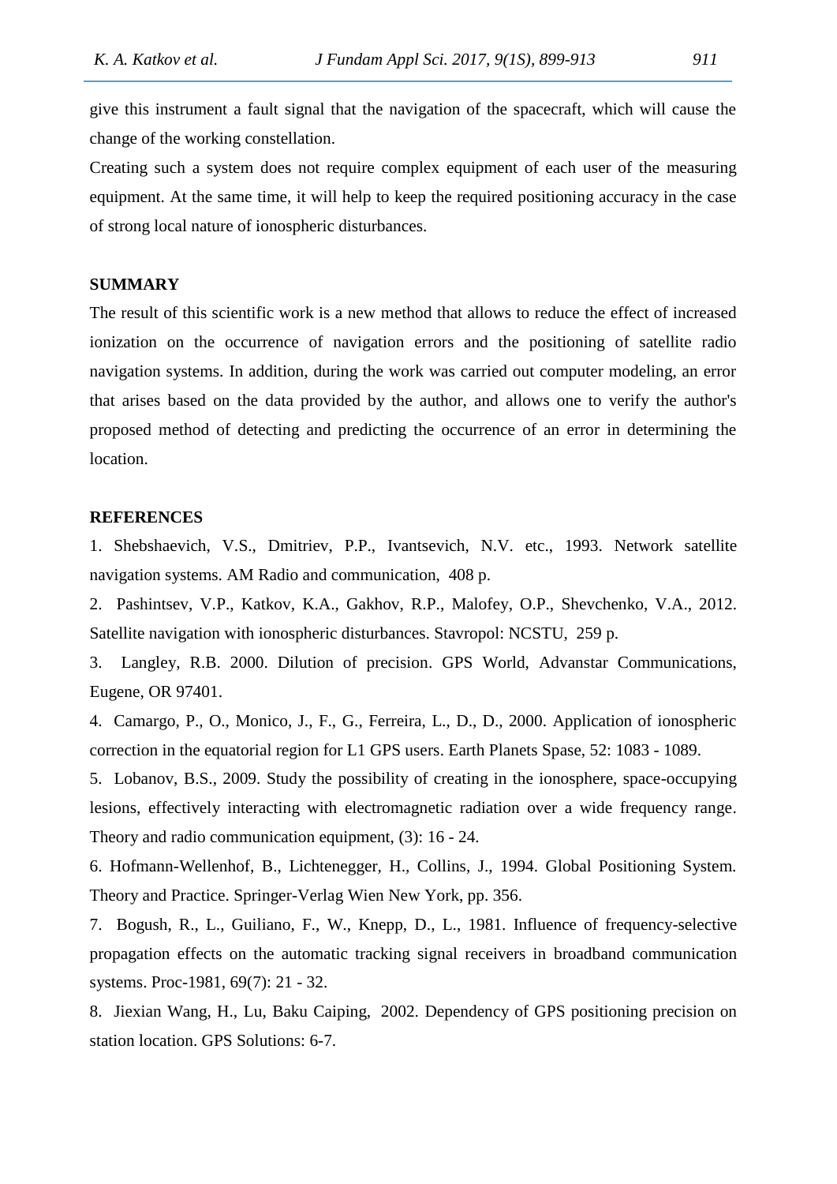give this instrument a fault signal that the navigation of the spacecraft, which will cause the change of the working constellation.

Creating such a system does not require complex equipment of each user of the measuring equipment. At the same time, it will help to keep the required positioning accuracy in the case of strong local nature of ionospheric disturbances.

## SUMMARY

The result of this scientific work is a new method that allows to reduce the effect of increased ionization on the occurrence of navigation errors and the positioning of satellite radio navigation systems. In addition, during the work was carried out computer modeling, an error that arises based on the data provided by the author, and allows one to verify the author's proposed method of detecting and predicting the occurrence of an error in determining the location.

## REFERENCES

1. Shebshaevich, V.S., Dmitriev, P.P., Ivantsevich, N.V. etc., 1993. Network satellite navigation systems. AM Radio and communication, 408 p.

2. Pashintsev, V.P., Katkov, K.A., Gakhov, R.P., Malofey, O.P., Shevchenko, V.A., 2012. Satellite navigation with ionospheric disturbances. Stavropol: NCSTU, 259 p.

3. Langley, R.B. 2000. Dilution of precision. GPS World, Advanstar Communications, Eugene, OR 97401.

4. Camargo, P., O., Monico, J., F., G., Ferreira, L., D., D., 2000. Application of ionospheric correction in the equatorial region for L1 GPS users. Earth Planets Spase, 52: 1083 - 1089.

5. Lobanov, B.S., 2009. Study the possibility of creating in the ionosphere, space-occupying lesions, effectively interacting with electromagnetic radiation over a wide frequency range. Theory and radio communication equipment, (3): 16 - 24.

6. Hofmann-Wellenhof, B., Lichtenegger, H., Collins, J., 1994. Global Positioning System. Theory and Practice. Springer-Verlag Wien New York, pp. 356.

7. Bogush, R., L., Guiliano, F., W., Knepp, D., L., 1981. Influence of frequency-selective propagation effects on the automatic tracking signal receivers in broadband communication systems. Proc-1981, 69(7): 21 - 32.

8. Jiexian Wang, H., Lu, Baku Caiping, 2002. Dependency of GPS positioning precision on station location. GPS Solutions: 6-7.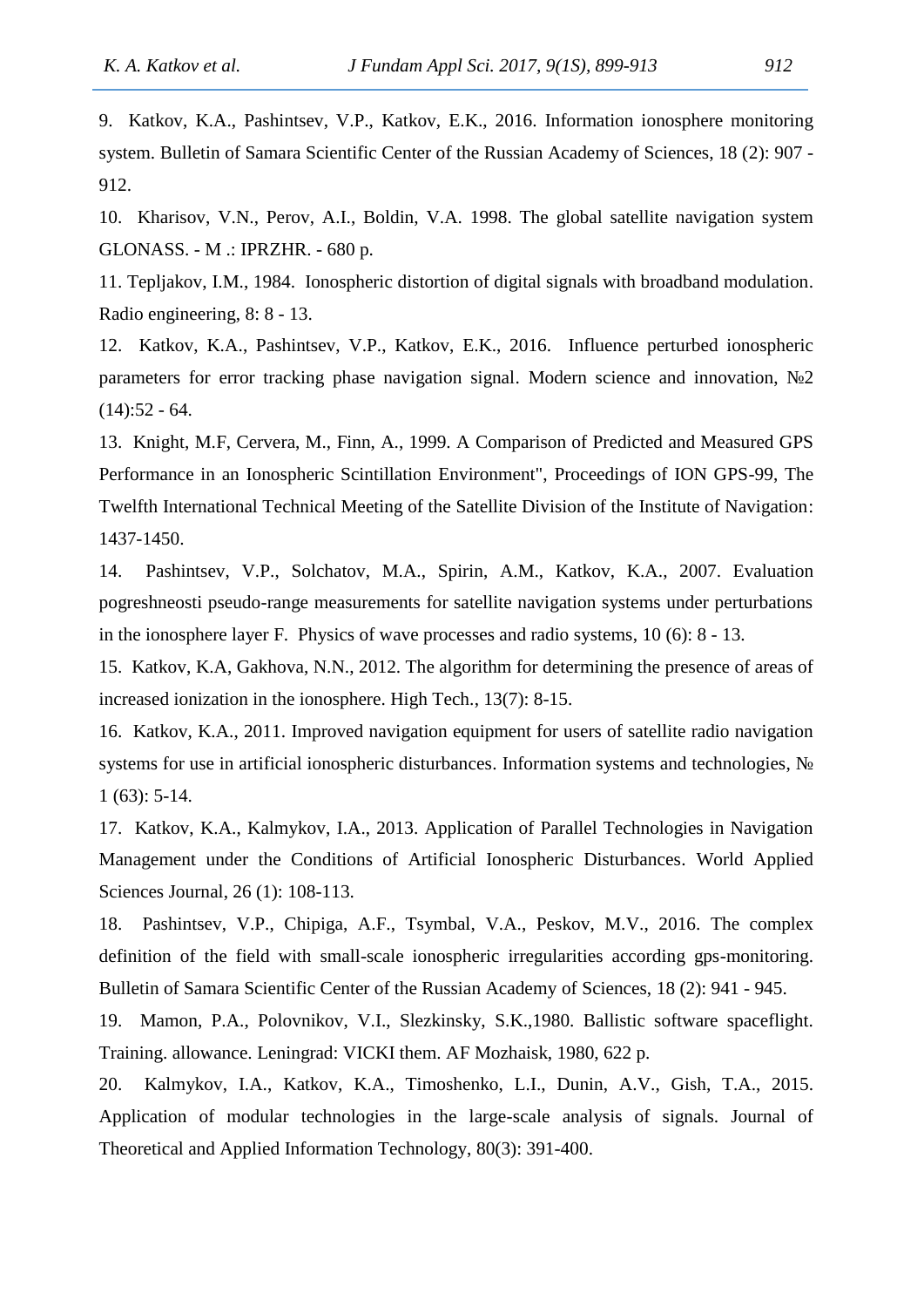9. Katkov, K.A., Pashintsev, V.P., Katkov, E.K., 2016. Information ionosphere monitoring system. Bulletin of Samara Scientific Center of the Russian Academy of Sciences, 18 (2): 907 - 912.

10. Kharisov, V.N., Perov, A.I., Boldin, V.A. 1998. The global satellite navigation system GLONASS. - M .: IPRZHR. - 680 p.

11. Tepljakov, I.M., 1984. Ionospheric distortion of digital signals with broadband modulation. Radio engineering, 8: 8 - 13.

12. Katkov, K.A., Pashintsev, V.P., Katkov, E.K., 2016. Influence perturbed ionospheric parameters for error tracking phase navigation signal. Modern science and innovation, №2 (14):52 - 64.

13. Knight, M.F, Cervera, M., Finn, A., 1999. A Comparison of Predicted and Measured GPS Performance in an Ionospheric Scintillation Environment", Proceedings of ION GPS-99, The Twelfth International Technical Meeting of the Satellite Division of the Institute of Navigation: 1437-1450.

14. Pashintsev, V.P., Solchatov, M.A., Spirin, A.M., Katkov, K.A., 2007. Evaluation pogreshneosti pseudo-range measurements for satellite navigation systems under perturbations in the ionosphere layer F. Physics of wave processes and radio systems, 10 (6): 8 - 13.

15. Katkov, K.A, Gakhova, N.N., 2012. The algorithm for determining the presence of areas of increased ionization in the ionosphere. High Tech., 13(7): 8-15.

16. Katkov, K.A., 2011. Improved navigation equipment for users of satellite radio navigation systems for use in artificial ionospheric disturbances. Information systems and technologies, № 1 (63): 5-14.

17. Katkov, K.A., Kalmykov, I.A., 2013. Application of Parallel Technologies in Navigation Management under the Conditions of Artificial Ionospheric Disturbances. World Applied Sciences Journal, 26 (1): 108-113.

18. Pashintsev, V.P., Chipiga, A.F., Tsymbal, V.A., Peskov, M.V., 2016. The complex definition of the field with small-scale ionospheric irregularities according gps-monitoring. Bulletin of Samara Scientific Center of the Russian Academy of Sciences, 18 (2): 941 - 945.

19. Mamon, P.A., Polovnikov, V.I., Slezkinsky, S.K.,1980. Ballistic software spaceflight. Training. allowance. Leningrad: VICKI them. AF Mozhaisk, 1980, 622 p.

20. Kalmykov, I.A., Katkov, K.A., Timoshenko, L.I., Dunin, A.V., Gish, T.A., 2015. Application of modular technologies in the large-scale analysis of signals. Journal of Theoretical and Applied Information Technology, 80(3): 391-400.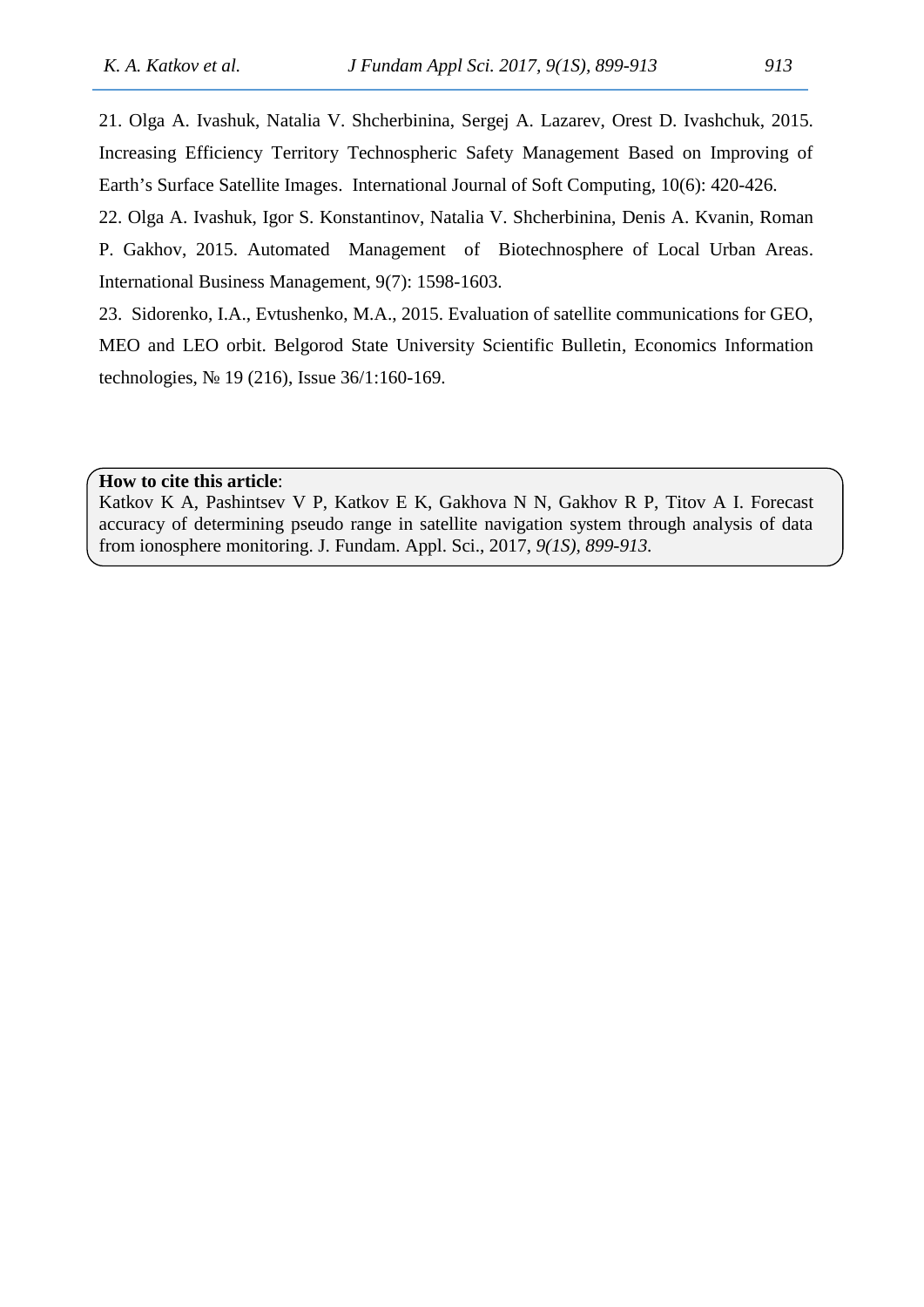21. Olga A. Ivashuk, Natalia V. Shcherbinina, Sergej A. Lazarev, Orest D. Ivashchuk, 2015. Increasing Efficiency Territory Technospheric Safety Management Based on Improving of Earth's Surface Satellite Images. International Journal of Soft Computing, 10(6): 420-426.

22. Olga A. Ivashuk, Igor S. Konstantinov, Natalia V. Shcherbinina, Denis A. Kvanin, Roman P. Gakhov, 2015. Automated Management of Biotechnosphere of Local Urban Areas. International Business Management, 9(7): 1598-1603.

23. Sidorenko, I.A., Evtushenko, M.A., 2015. Evaluation of satellite communications for GEO, MEO and LEO orbit. Belgorod State University Scientific Bulletin, Economics Information technologies, № 19 (216), Issue 36/1:160-169.

**How to cite this article**:
Katkov K A, Pashintsev V P, Katkov E K, Gakhova N N, Gakhov R P, Titov A I. Forecast accuracy of determining pseudo range in satellite navigation system through analysis of data from ionosphere monitoring. J. Fundam. Appl. Sci., 2017, *9(1S), 899-913*.